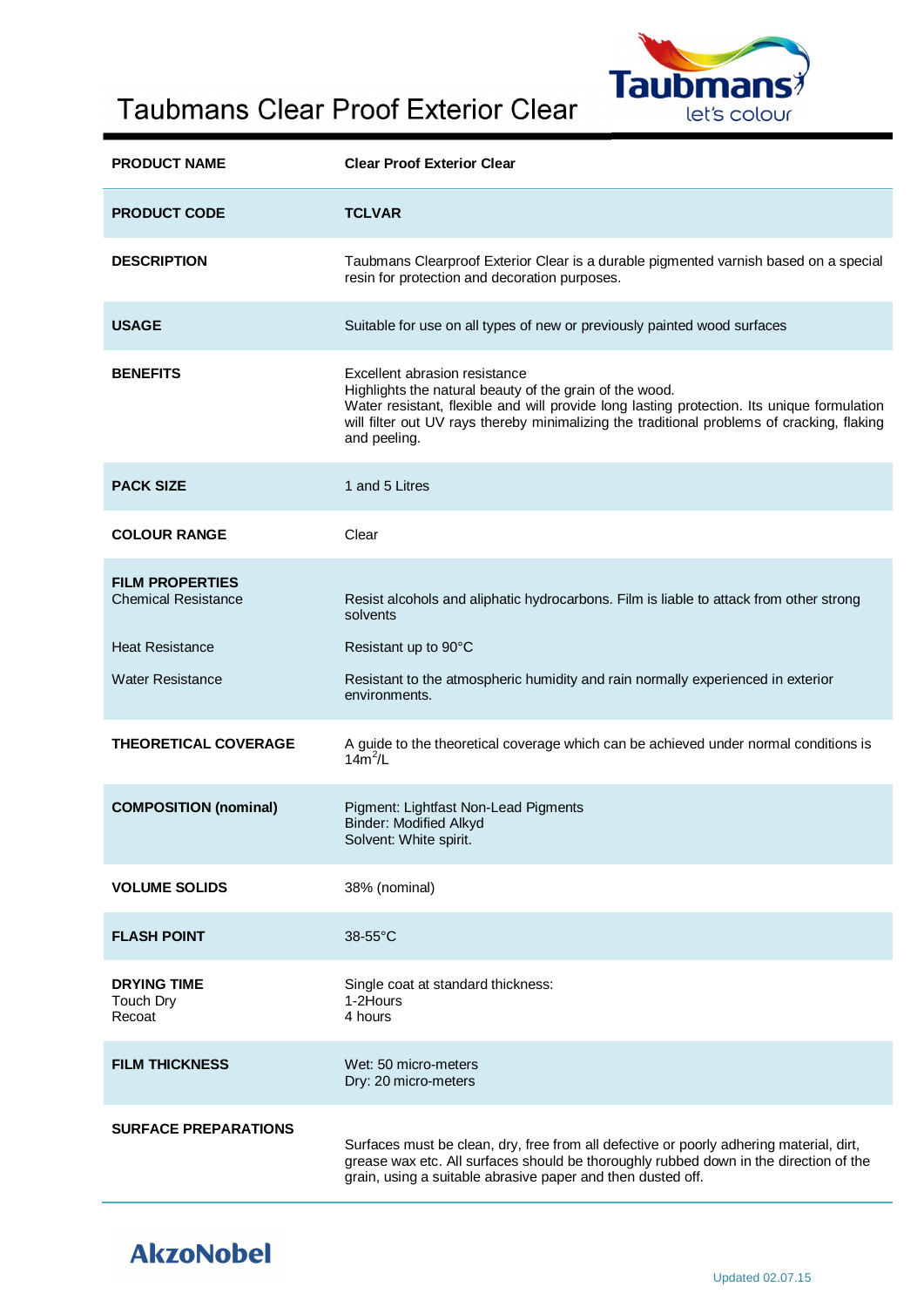# Taubmans Clear Proof Exterior Clear

| | |
|---|---|
| **PRODUCT NAME** | **Clear Proof Exterior Clear** |
| **PRODUCT CODE** | **TCLVAR** |
| **DESCRIPTION** | Taubmans Clearproof Exterior Clear is a durable pigmented varnish based on a special resin for protection and decoration purposes. |
| **USAGE** | Suitable for use on all types of new or previously painted wood surfaces |
| **BENEFITS** | Excellent abrasion resistance<br>Highlights the natural beauty of the grain of the wood.<br>Water resistant, flexible and will provide long lasting protection. Its unique formulation will filter out UV rays thereby minimalizing the traditional problems of cracking, flaking and peeling. |
| **PACK SIZE** | 1 and 5 Litres |
| **COLOUR RANGE** | Clear |
| **FILM PROPERTIES** | |
| Chemical Resistance | Resist alcohols and aliphatic hydrocarbons. Film is liable to attack from other strong solvents |
| Heat Resistance | Resistant up to 90°C |
| Water Resistance | Resistant to the atmospheric humidity and rain normally experienced in exterior environments. |
| **THEORETICAL COVERAGE** | A guide to the theoretical coverage which can be achieved under normal conditions is $14m^2/L$ |
| **COMPOSITION (nominal)** | Pigment: Lightfast Non-Lead Pigments<br>Binder: Modified Alkyd<br>Solvent: White spirit. |
| **VOLUME SOLIDS** | 38% (nominal) |
| **FLASH POINT** | 38-55°C |
| **DRYING TIME** | Single coat at standard thickness: |
| Touch Dry | 1-2Hours |
| Recoat | 4 hours |
| **FILM THICKNESS** | Wet: 50 micro-meters<br>Dry: 20 micro-meters |
| **SURFACE PREPARATIONS** | Surfaces must be clean, dry, free from all defective or poorly adhering material, dirt, grease wax etc. All surfaces should be thoroughly rubbed down in the direction of the grain, using a suitable abrasive paper and then dusted off. |

Updated 02.07.15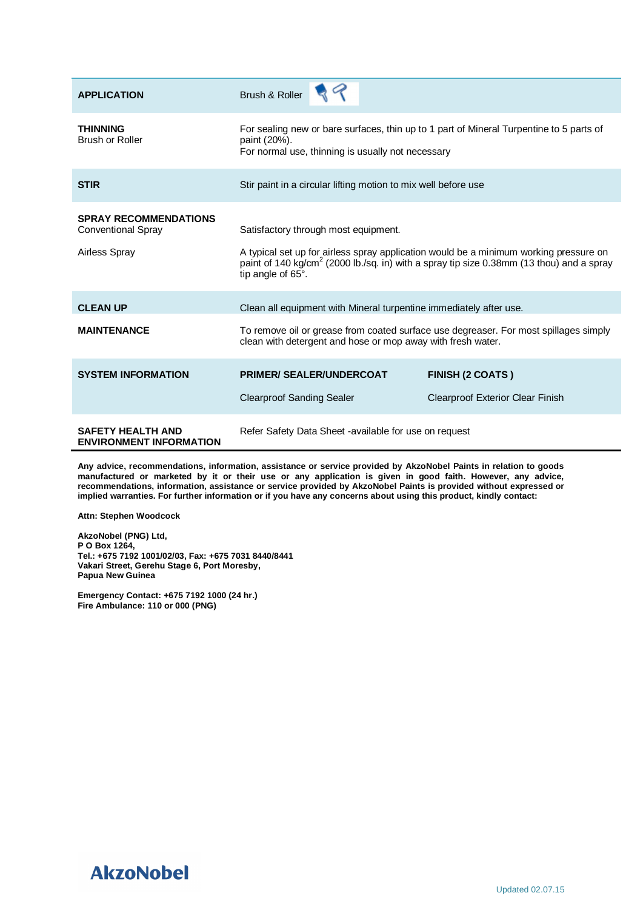| | | |
|---|---|---|
| **APPLICATION** | Brush & Roller | |
| **THINNING**<br>Brush or Roller | For sealing new or bare surfaces, thin up to 1 part of Mineral Turpentine to 5 parts of paint (20%).<br>For normal use, thinning is usually not necessary | |
| **STIR** | Stir paint in a circular lifting motion to mix well before use | |
| **SPRAY RECOMMENDATIONS**<br>Conventional Spray | Satisfactory through most equipment. | |
| Airless Spray | A typical set up for airless spray application would be a minimum working pressure on paint of 140 kg/cm$^2$ (2000 lb./sq. in) with a spray tip size 0.38mm (13 thou) and a spray tip angle of 65°. | |
| **CLEAN UP** | Clean all equipment with Mineral turpentine immediately after use. | |
| **MAINTENANCE** | To remove oil or grease from coated surface use degreaser. For most spillages simply clean with detergent and hose or mop away with fresh water. | |
| **SYSTEM INFORMATION** | **PRIMER/ SEALER/UNDERCOAT** | **FINISH (2 COATS )** |
| | Clearproof Sanding Sealer | Clearproof Exterior Clear Finish |
| **SAFETY HEALTH AND ENVIRONMENT INFORMATION** | Refer Safety Data Sheet -available for use on request | |

**Any advice, recommendations, information, assistance or service provided by AkzoNobel Paints in relation to goods manufactured or marketed by it or their use or any application is given in good faith. However, any advice, recommendations, information, assistance or service provided by AkzoNobel Paints is provided without expressed or implied warranties. For further information or if you have any concerns about using this product, kindly contact:**

**Attn: Stephen Woodcock**

**AkzoNobel (PNG) Ltd,**
**P O Box 1264,**
**Tel.: +675 7192 1001/02/03, Fax: +675 7031 8440/8441**
**Vakari Street, Gerehu Stage 6, Port Moresby,**
**Papua New Guinea**

**Emergency Contact: +675 7192 1000 (24 hr.)**
**Fire Ambulance: 110 or 000 (PNG)**

AkzoNobel

Updated 02.07.15